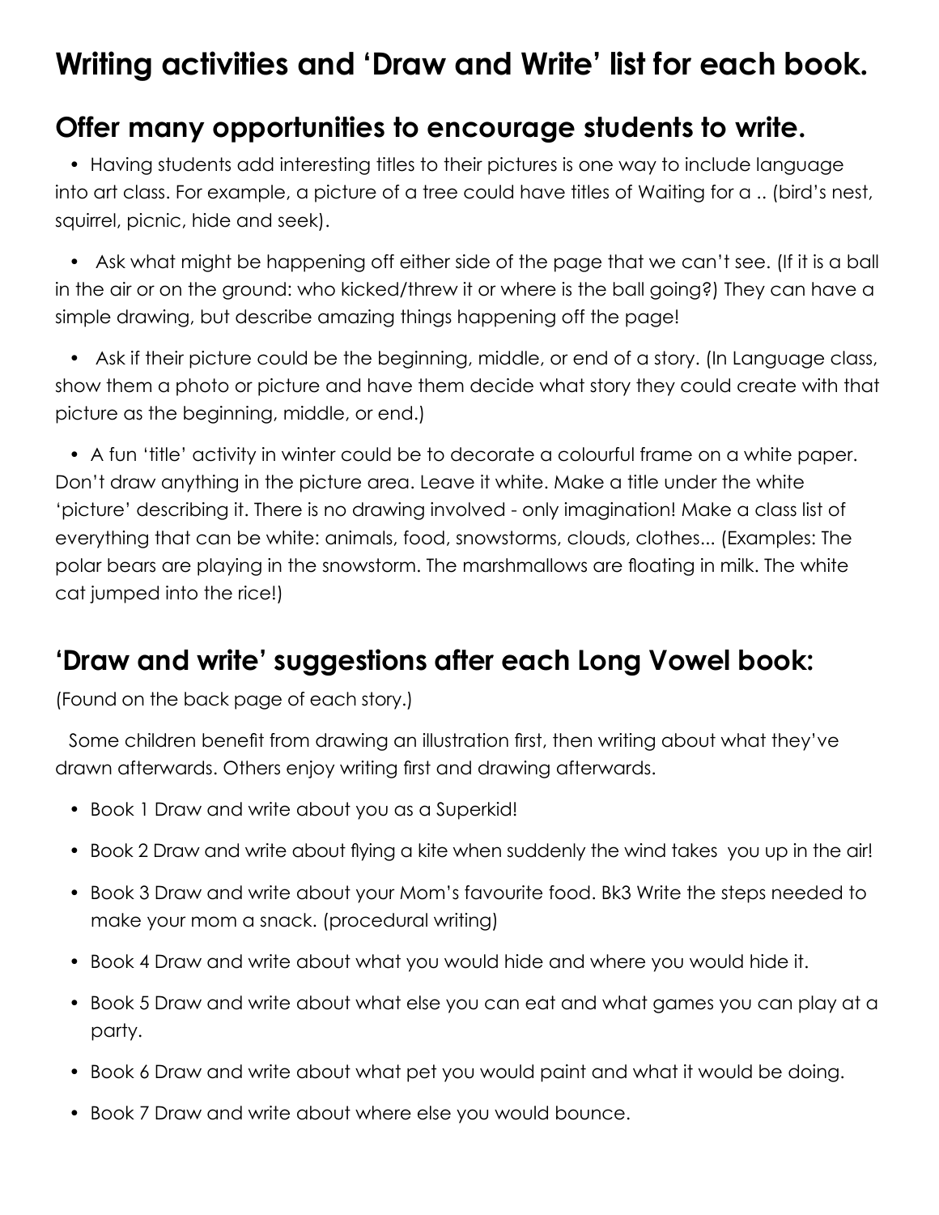# Writing activities and 'Draw and Write' list for each book.

## Offer many opportunities to encourage students to write.

- Having students add interesting titles to their pictures is one way to include language into art class. For example, a picture of a tree could have titles of Waiting for a .. (bird's nest, squirrel, picnic, hide and seek).

- Ask what might be happening off either side of the page that we can't see. (If it is a ball in the air or on the ground: who kicked/threw it or where is the ball going?) They can have a simple drawing, but describe amazing things happening off the page!

- Ask if their picture could be the beginning, middle, or end of a story. (In Language class, show them a photo or picture and have them decide what story they could create with that picture as the beginning, middle, or end.)

- A fun 'title' activity in winter could be to decorate a colourful frame on a white paper. Don't draw anything in the picture area. Leave it white. Make a title under the white 'picture' describing it. There is no drawing involved - only imagination! Make a class list of everything that can be white: animals, food, snowstorms, clouds, clothes... (Examples: The polar bears are playing in the snowstorm. The marshmallows are floating in milk. The white cat jumped into the rice!)

## 'Draw and write' suggestions after each Long Vowel book:

(Found on the back page of each story.)

Some children benefit from drawing an illustration first, then writing about what they've drawn afterwards. Others enjoy writing first and drawing afterwards.

- Book 1 Draw and write about you as a Superkid!
- Book 2 Draw and write about flying a kite when suddenly the wind takes you up in the air!
- Book 3 Draw and write about your Mom's favourite food. Bk3 Write the steps needed to make your mom a snack. (procedural writing)
- Book 4 Draw and write about what you would hide and where you would hide it.
- Book 5 Draw and write about what else you can eat and what games you can play at a party.
- Book 6 Draw and write about what pet you would paint and what it would be doing.
- Book 7 Draw and write about where else you would bounce.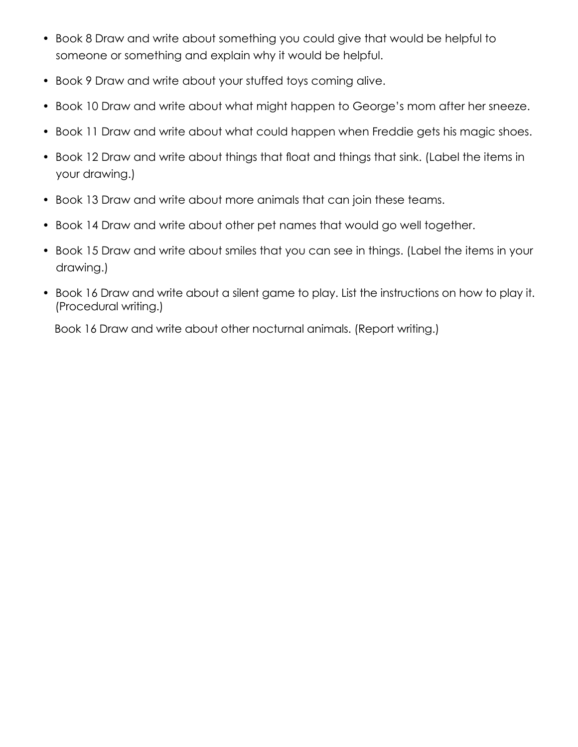- Book 8 Draw and write about something you could give that would be helpful to someone or something and explain why it would be helpful.
- Book 9 Draw and write about your stuffed toys coming alive.
- Book 10 Draw and write about what might happen to George's mom after her sneeze.
- Book 11 Draw and write about what could happen when Freddie gets his magic shoes.
- Book 12 Draw and write about things that float and things that sink. (Label the items in your drawing.)
- Book 13 Draw and write about more animals that can join these teams.
- Book 14 Draw and write about other pet names that would go well together.
- Book 15 Draw and write about smiles that you can see in things. (Label the items in your drawing.)
- Book 16 Draw and write about a silent game to play. List the instructions on how to play it. (Procedural writing.)

  Book 16 Draw and write about other nocturnal animals. (Report writing.)